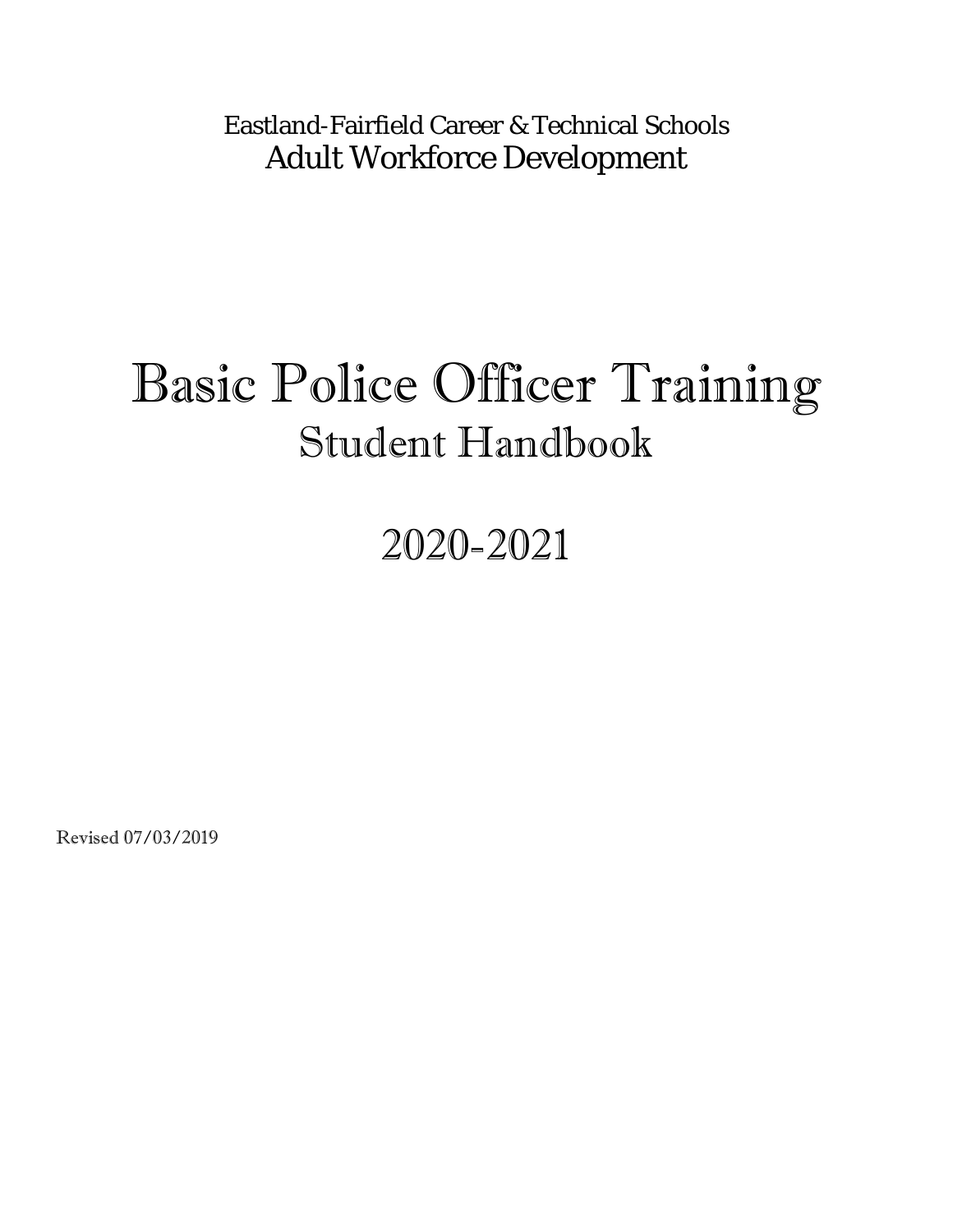Eastland-Fairfield Career & Technical Schools
Adult Workforce Development

# Basic Police Officer Training
## Student Handbook

## 2020-2021

Revised 07/03/2019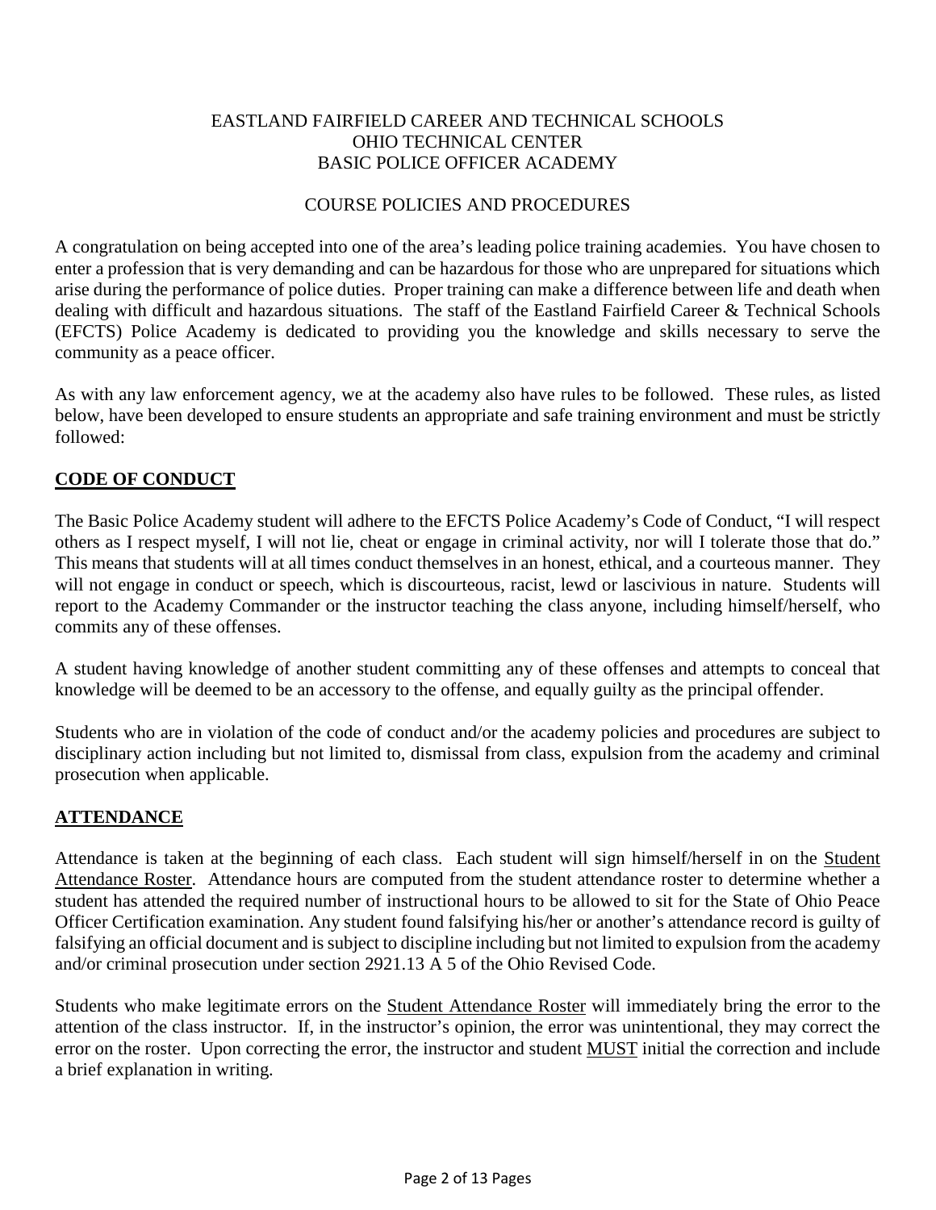EASTLAND FAIRFIELD CAREER AND TECHNICAL SCHOOLS
OHIO TECHNICAL CENTER
BASIC POLICE OFFICER ACADEMY

COURSE POLICIES AND PROCEDURES

A congratulation on being accepted into one of the area's leading police training academies. You have chosen to enter a profession that is very demanding and can be hazardous for those who are unprepared for situations which arise during the performance of police duties. Proper training can make a difference between life and death when dealing with difficult and hazardous situations. The staff of the Eastland Fairfield Career & Technical Schools (EFCTS) Police Academy is dedicated to providing you the knowledge and skills necessary to serve the community as a peace officer.

As with any law enforcement agency, we at the academy also have rules to be followed. These rules, as listed below, have been developed to ensure students an appropriate and safe training environment and must be strictly followed:

## CODE OF CONDUCT

The Basic Police Academy student will adhere to the EFCTS Police Academy's Code of Conduct, "I will respect others as I respect myself, I will not lie, cheat or engage in criminal activity, nor will I tolerate those that do." This means that students will at all times conduct themselves in an honest, ethical, and a courteous manner. They will not engage in conduct or speech, which is discourteous, racist, lewd or lascivious in nature. Students will report to the Academy Commander or the instructor teaching the class anyone, including himself/herself, who commits any of these offenses.

A student having knowledge of another student committing any of these offenses and attempts to conceal that knowledge will be deemed to be an accessory to the offense, and equally guilty as the principal offender.

Students who are in violation of the code of conduct and/or the academy policies and procedures are subject to disciplinary action including but not limited to, dismissal from class, expulsion from the academy and criminal prosecution when applicable.

## ATTENDANCE

Attendance is taken at the beginning of each class. Each student will sign himself/herself in on the Student Attendance Roster. Attendance hours are computed from the student attendance roster to determine whether a student has attended the required number of instructional hours to be allowed to sit for the State of Ohio Peace Officer Certification examination. Any student found falsifying his/her or another's attendance record is guilty of falsifying an official document and is subject to discipline including but not limited to expulsion from the academy and/or criminal prosecution under section 2921.13 A 5 of the Ohio Revised Code.

Students who make legitimate errors on the Student Attendance Roster will immediately bring the error to the attention of the class instructor. If, in the instructor's opinion, the error was unintentional, they may correct the error on the roster. Upon correcting the error, the instructor and student MUST initial the correction and include a brief explanation in writing.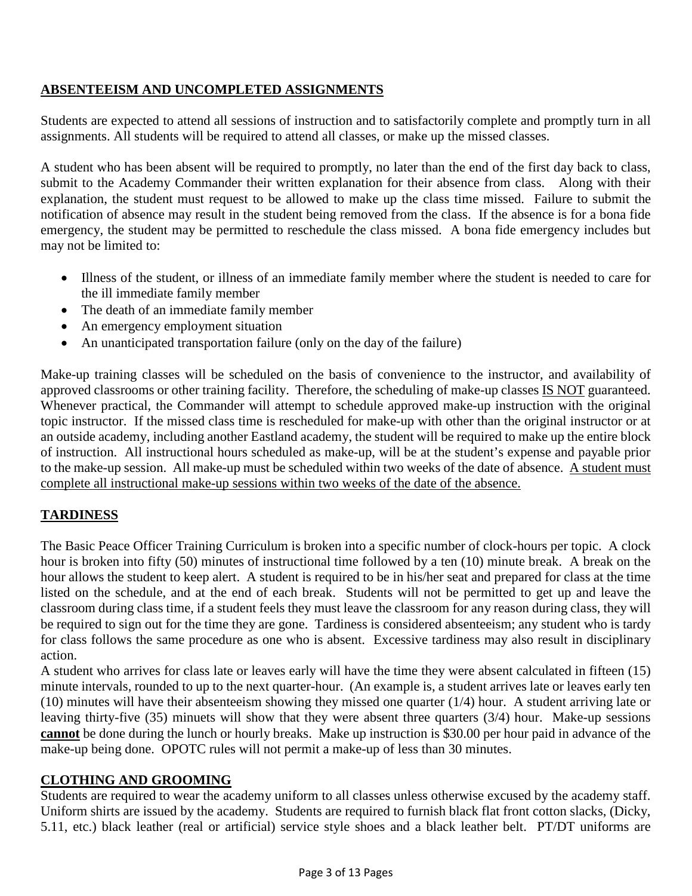## ABSENTEEISM AND UNCOMPLETED ASSIGNMENTS

Students are expected to attend all sessions of instruction and to satisfactorily complete and promptly turn in all assignments. All students will be required to attend all classes, or make up the missed classes.

A student who has been absent will be required to promptly, no later than the end of the first day back to class, submit to the Academy Commander their written explanation for their absence from class. Along with their explanation, the student must request to be allowed to make up the class time missed. Failure to submit the notification of absence may result in the student being removed from the class. If the absence is for a bona fide emergency, the student may be permitted to reschedule the class missed. A bona fide emergency includes but may not be limited to:

- Illness of the student, or illness of an immediate family member where the student is needed to care for the ill immediate family member
- The death of an immediate family member
- An emergency employment situation
- An unanticipated transportation failure (only on the day of the failure)

Make-up training classes will be scheduled on the basis of convenience to the instructor, and availability of approved classrooms or other training facility. Therefore, the scheduling of make-up classes <u>IS NOT</u> guaranteed. Whenever practical, the Commander will attempt to schedule approved make-up instruction with the original topic instructor. If the missed class time is rescheduled for make-up with other than the original instructor or at an outside academy, including another Eastland academy, the student will be required to make up the entire block of instruction. All instructional hours scheduled as make-up, will be at the student's expense and payable prior to the make-up session. All make-up must be scheduled within two weeks of the date of absence. <u>A student must complete all instructional make-up sessions within two weeks of the date of the absence.</u>

## TARDINESS

The Basic Peace Officer Training Curriculum is broken into a specific number of clock-hours per topic. A clock hour is broken into fifty (50) minutes of instructional time followed by a ten (10) minute break. A break on the hour allows the student to keep alert. A student is required to be in his/her seat and prepared for class at the time listed on the schedule, and at the end of each break. Students will not be permitted to get up and leave the classroom during class time, if a student feels they must leave the classroom for any reason during class, they will be required to sign out for the time they are gone. Tardiness is considered absenteeism; any student who is tardy for class follows the same procedure as one who is absent. Excessive tardiness may also result in disciplinary action.

A student who arrives for class late or leaves early will have the time they were absent calculated in fifteen (15) minute intervals, rounded to up to the next quarter-hour. (An example is, a student arrives late or leaves early ten (10) minutes will have their absenteeism showing they missed one quarter (1/4) hour. A student arriving late or leaving thirty-five (35) minuets will show that they were absent three quarters (3/4) hour. Make-up sessions **<u>cannot</u>** be done during the lunch or hourly breaks. Make up instruction is $30.00 per hour paid in advance of the make-up being done. OPOTC rules will not permit a make-up of less than 30 minutes.

## CLOTHING AND GROOMING

Students are required to wear the academy uniform to all classes unless otherwise excused by the academy staff. Uniform shirts are issued by the academy. Students are required to furnish black flat front cotton slacks, (Dicky, 5.11, etc.) black leather (real or artificial) service style shoes and a black leather belt. PT/DT uniforms are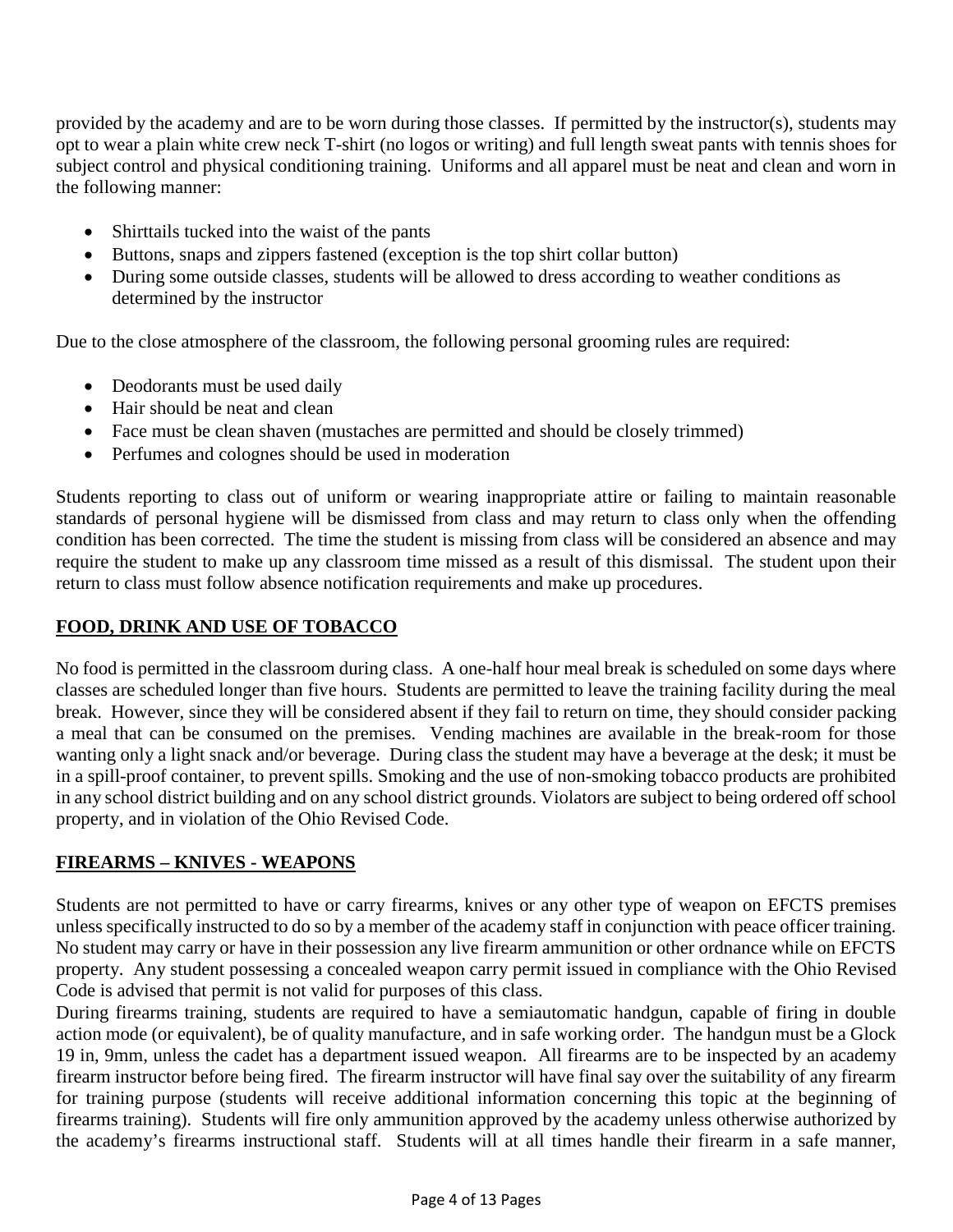provided by the academy and are to be worn during those classes. If permitted by the instructor(s), students may opt to wear a plain white crew neck T-shirt (no logos or writing) and full length sweat pants with tennis shoes for subject control and physical conditioning training. Uniforms and all apparel must be neat and clean and worn in the following manner:

- Shirttails tucked into the waist of the pants
- Buttons, snaps and zippers fastened (exception is the top shirt collar button)
- During some outside classes, students will be allowed to dress according to weather conditions as determined by the instructor

Due to the close atmosphere of the classroom, the following personal grooming rules are required:

- Deodorants must be used daily
- Hair should be neat and clean
- Face must be clean shaven (mustaches are permitted and should be closely trimmed)
- Perfumes and colognes should be used in moderation

Students reporting to class out of uniform or wearing inappropriate attire or failing to maintain reasonable standards of personal hygiene will be dismissed from class and may return to class only when the offending condition has been corrected. The time the student is missing from class will be considered an absence and may require the student to make up any classroom time missed as a result of this dismissal. The student upon their return to class must follow absence notification requirements and make up procedures.

## FOOD, DRINK AND USE OF TOBACCO

No food is permitted in the classroom during class. A one-half hour meal break is scheduled on some days where classes are scheduled longer than five hours. Students are permitted to leave the training facility during the meal break. However, since they will be considered absent if they fail to return on time, they should consider packing a meal that can be consumed on the premises. Vending machines are available in the break-room for those wanting only a light snack and/or beverage. During class the student may have a beverage at the desk; it must be in a spill-proof container, to prevent spills. Smoking and the use of non-smoking tobacco products are prohibited in any school district building and on any school district grounds. Violators are subject to being ordered off school property, and in violation of the Ohio Revised Code.

## FIREARMS – KNIVES - WEAPONS

Students are not permitted to have or carry firearms, knives or any other type of weapon on EFCTS premises unless specifically instructed to do so by a member of the academy staff in conjunction with peace officer training. No student may carry or have in their possession any live firearm ammunition or other ordnance while on EFCTS property. Any student possessing a concealed weapon carry permit issued in compliance with the Ohio Revised Code is advised that permit is not valid for purposes of this class.

During firearms training, students are required to have a semiautomatic handgun, capable of firing in double action mode (or equivalent), be of quality manufacture, and in safe working order. The handgun must be a Glock 19 in, 9mm, unless the cadet has a department issued weapon. All firearms are to be inspected by an academy firearm instructor before being fired. The firearm instructor will have final say over the suitability of any firearm for training purpose (students will receive additional information concerning this topic at the beginning of firearms training). Students will fire only ammunition approved by the academy unless otherwise authorized by the academy's firearms instructional staff. Students will at all times handle their firearm in a safe manner,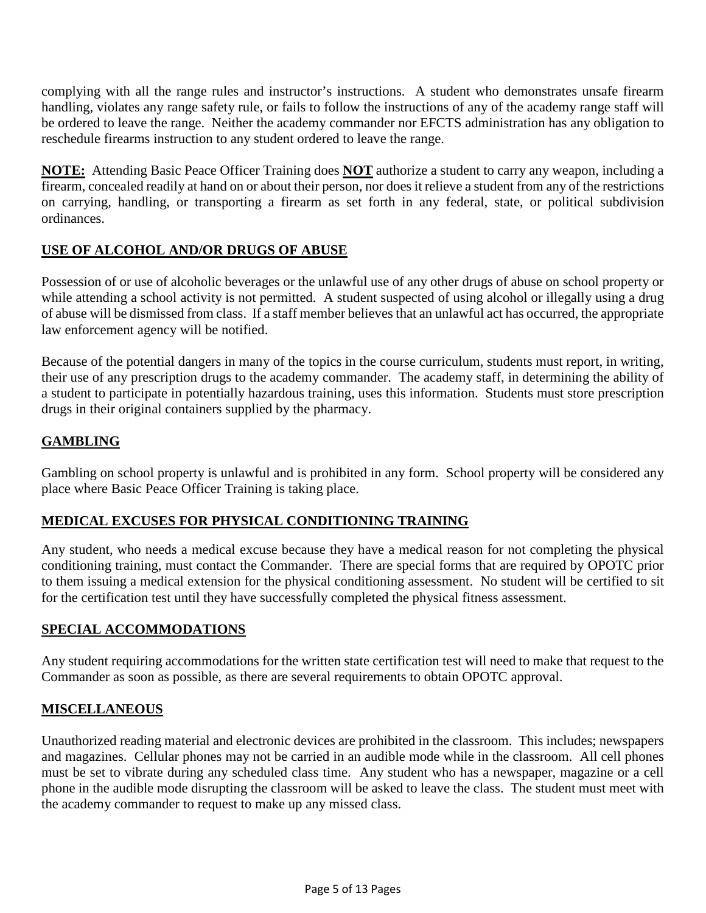complying with all the range rules and instructor's instructions. A student who demonstrates unsafe firearm handling, violates any range safety rule, or fails to follow the instructions of any of the academy range staff will be ordered to leave the range. Neither the academy commander nor EFCTS administration has any obligation to reschedule firearms instruction to any student ordered to leave the range.

**NOTE:** Attending Basic Peace Officer Training does **NOT** authorize a student to carry any weapon, including a firearm, concealed readily at hand on or about their person, nor does it relieve a student from any of the restrictions on carrying, handling, or transporting a firearm as set forth in any federal, state, or political subdivision ordinances.

## USE OF ALCOHOL AND/OR DRUGS OF ABUSE

Possession of or use of alcoholic beverages or the unlawful use of any other drugs of abuse on school property or while attending a school activity is not permitted. A student suspected of using alcohol or illegally using a drug of abuse will be dismissed from class. If a staff member believes that an unlawful act has occurred, the appropriate law enforcement agency will be notified.

Because of the potential dangers in many of the topics in the course curriculum, students must report, in writing, their use of any prescription drugs to the academy commander. The academy staff, in determining the ability of a student to participate in potentially hazardous training, uses this information. Students must store prescription drugs in their original containers supplied by the pharmacy.

## GAMBLING

Gambling on school property is unlawful and is prohibited in any form. School property will be considered any place where Basic Peace Officer Training is taking place.

## MEDICAL EXCUSES FOR PHYSICAL CONDITIONING TRAINING

Any student, who needs a medical excuse because they have a medical reason for not completing the physical conditioning training, must contact the Commander. There are special forms that are required by OPOTC prior to them issuing a medical extension for the physical conditioning assessment. No student will be certified to sit for the certification test until they have successfully completed the physical fitness assessment.

## SPECIAL ACCOMMODATIONS

Any student requiring accommodations for the written state certification test will need to make that request to the Commander as soon as possible, as there are several requirements to obtain OPOTC approval.

## MISCELLANEOUS

Unauthorized reading material and electronic devices are prohibited in the classroom. This includes; newspapers and magazines. Cellular phones may not be carried in an audible mode while in the classroom. All cell phones must be set to vibrate during any scheduled class time. Any student who has a newspaper, magazine or a cell phone in the audible mode disrupting the classroom will be asked to leave the class. The student must meet with the academy commander to request to make up any missed class.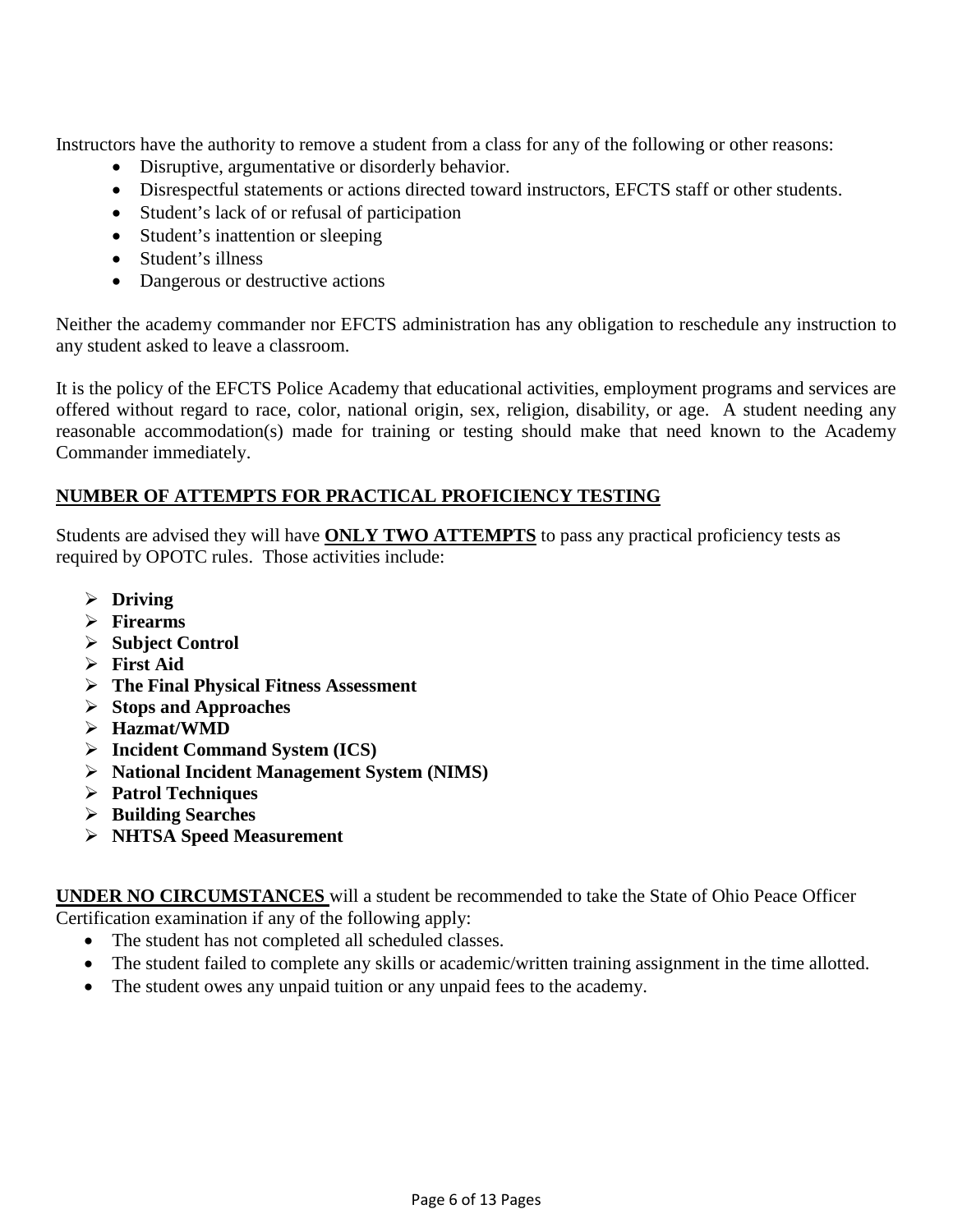Instructors have the authority to remove a student from a class for any of the following or other reasons:

- Disruptive, argumentative or disorderly behavior.
- Disrespectful statements or actions directed toward instructors, EFCTS staff or other students.
- Student's lack of or refusal of participation
- Student's inattention or sleeping
- Student's illness
- Dangerous or destructive actions

Neither the academy commander nor EFCTS administration has any obligation to reschedule any instruction to any student asked to leave a classroom.

It is the policy of the EFCTS Police Academy that educational activities, employment programs and services are offered without regard to race, color, national origin, sex, religion, disability, or age. A student needing any reasonable accommodation(s) made for training or testing should make that need known to the Academy Commander immediately.

## NUMBER OF ATTEMPTS FOR PRACTICAL PROFICIENCY TESTING

Students are advised they will have **ONLY TWO ATTEMPTS** to pass any practical proficiency tests as required by OPOTC rules. Those activities include:

- **Driving**
- **Firearms**
- **Subject Control**
- **First Aid**
- **The Final Physical Fitness Assessment**
- **Stops and Approaches**
- **Hazmat/WMD**
- **Incident Command System (ICS)**
- **National Incident Management System (NIMS)**
- **Patrol Techniques**
- **Building Searches**
- **NHTSA Speed Measurement**

**UNDER NO CIRCUMSTANCES** will a student be recommended to take the State of Ohio Peace Officer Certification examination if any of the following apply:

- The student has not completed all scheduled classes.
- The student failed to complete any skills or academic/written training assignment in the time allotted.
- The student owes any unpaid tuition or any unpaid fees to the academy.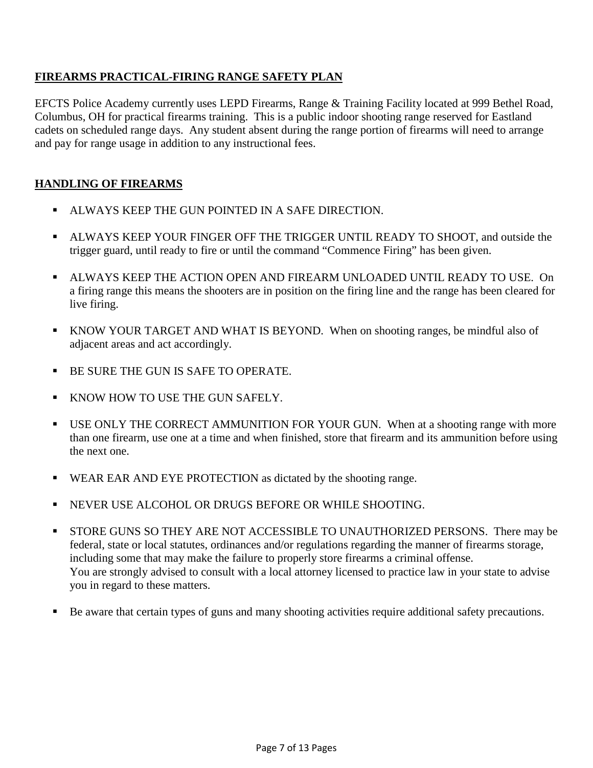## **FIREARMS PRACTICAL-FIRING RANGE SAFETY PLAN**

EFCTS Police Academy currently uses LEPD Firearms, Range & Training Facility located at 999 Bethel Road, Columbus, OH for practical firearms training. This is a public indoor shooting range reserved for Eastland cadets on scheduled range days. Any student absent during the range portion of firearms will need to arrange and pay for range usage in addition to any instructional fees.

## **HANDLING OF FIREARMS**

- ALWAYS KEEP THE GUN POINTED IN A SAFE DIRECTION.
- ALWAYS KEEP YOUR FINGER OFF THE TRIGGER UNTIL READY TO SHOOT, and outside the trigger guard, until ready to fire or until the command "Commence Firing" has been given.
- ALWAYS KEEP THE ACTION OPEN AND FIREARM UNLOADED UNTIL READY TO USE. On a firing range this means the shooters are in position on the firing line and the range has been cleared for live firing.
- KNOW YOUR TARGET AND WHAT IS BEYOND. When on shooting ranges, be mindful also of adjacent areas and act accordingly.
- BE SURE THE GUN IS SAFE TO OPERATE.
- KNOW HOW TO USE THE GUN SAFELY.
- USE ONLY THE CORRECT AMMUNITION FOR YOUR GUN. When at a shooting range with more than one firearm, use one at a time and when finished, store that firearm and its ammunition before using the next one.
- WEAR EAR AND EYE PROTECTION as dictated by the shooting range.
- NEVER USE ALCOHOL OR DRUGS BEFORE OR WHILE SHOOTING.
- STORE GUNS SO THEY ARE NOT ACCESSIBLE TO UNAUTHORIZED PERSONS. There may be federal, state or local statutes, ordinances and/or regulations regarding the manner of firearms storage, including some that may make the failure to properly store firearms a criminal offense.
  You are strongly advised to consult with a local attorney licensed to practice law in your state to advise you in regard to these matters.
- Be aware that certain types of guns and many shooting activities require additional safety precautions.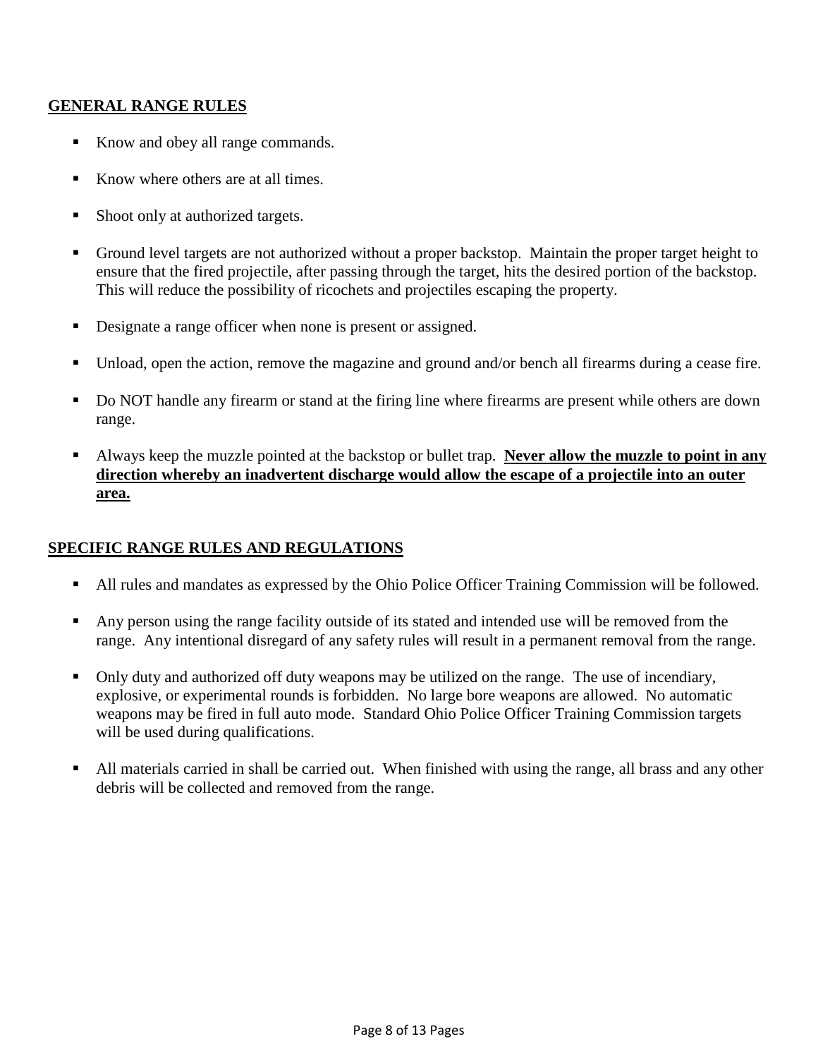## GENERAL RANGE RULES

- Know and obey all range commands.
- Know where others are at all times.
- Shoot only at authorized targets.
- Ground level targets are not authorized without a proper backstop. Maintain the proper target height to ensure that the fired projectile, after passing through the target, hits the desired portion of the backstop. This will reduce the possibility of ricochets and projectiles escaping the property.
- Designate a range officer when none is present or assigned.
- Unload, open the action, remove the magazine and ground and/or bench all firearms during a cease fire.
- Do NOT handle any firearm or stand at the firing line where firearms are present while others are down range.
- Always keep the muzzle pointed at the backstop or bullet trap. **Never allow the muzzle to point in any direction whereby an inadvertent discharge would allow the escape of a projectile into an outer area.**

## SPECIFIC RANGE RULES AND REGULATIONS

- All rules and mandates as expressed by the Ohio Police Officer Training Commission will be followed.
- Any person using the range facility outside of its stated and intended use will be removed from the range. Any intentional disregard of any safety rules will result in a permanent removal from the range.
- Only duty and authorized off duty weapons may be utilized on the range. The use of incendiary, explosive, or experimental rounds is forbidden. No large bore weapons are allowed. No automatic weapons may be fired in full auto mode. Standard Ohio Police Officer Training Commission targets will be used during qualifications.
- All materials carried in shall be carried out. When finished with using the range, all brass and any other debris will be collected and removed from the range.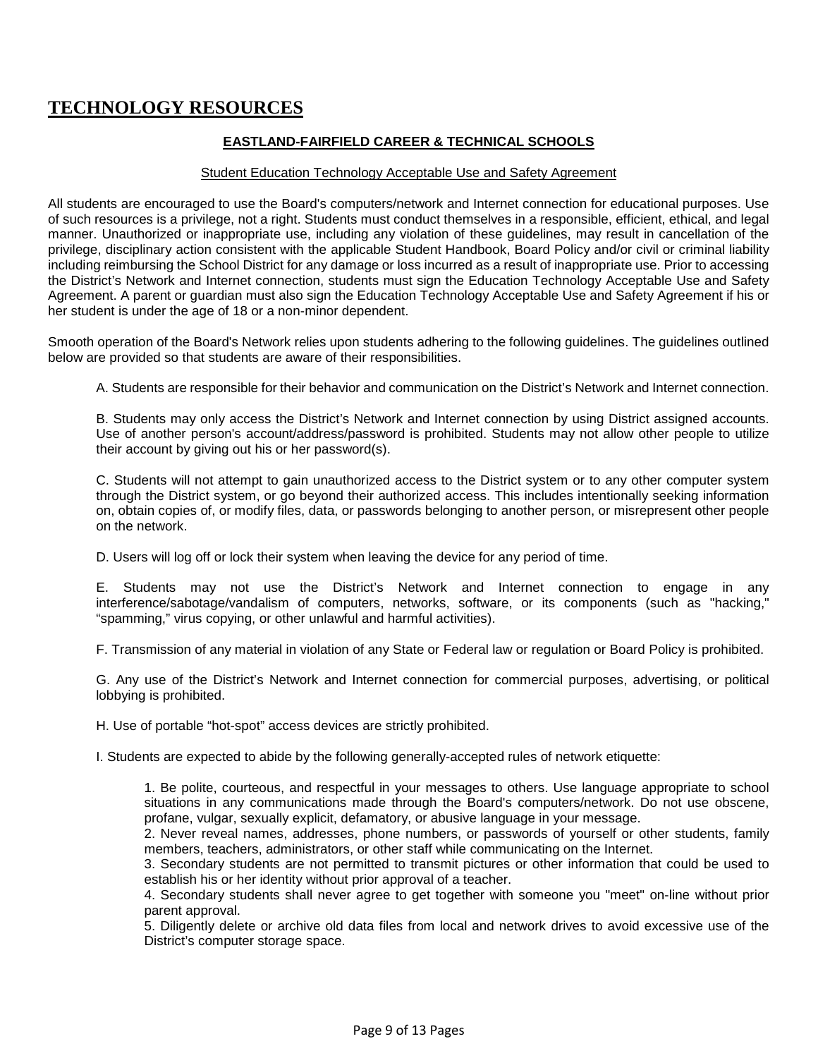# TECHNOLOGY RESOURCES

## EASTLAND-FAIRFIELD CAREER & TECHNICAL SCHOOLS

### Student Education Technology Acceptable Use and Safety Agreement

All students are encouraged to use the Board's computers/network and Internet connection for educational purposes. Use of such resources is a privilege, not a right. Students must conduct themselves in a responsible, efficient, ethical, and legal manner. Unauthorized or inappropriate use, including any violation of these guidelines, may result in cancellation of the privilege, disciplinary action consistent with the applicable Student Handbook, Board Policy and/or civil or criminal liability including reimbursing the School District for any damage or loss incurred as a result of inappropriate use. Prior to accessing the District's Network and Internet connection, students must sign the Education Technology Acceptable Use and Safety Agreement. A parent or guardian must also sign the Education Technology Acceptable Use and Safety Agreement if his or her student is under the age of 18 or a non-minor dependent.

Smooth operation of the Board's Network relies upon students adhering to the following guidelines. The guidelines outlined below are provided so that students are aware of their responsibilities.

A. Students are responsible for their behavior and communication on the District's Network and Internet connection.

B. Students may only access the District's Network and Internet connection by using District assigned accounts. Use of another person's account/address/password is prohibited. Students may not allow other people to utilize their account by giving out his or her password(s).

C. Students will not attempt to gain unauthorized access to the District system or to any other computer system through the District system, or go beyond their authorized access. This includes intentionally seeking information on, obtain copies of, or modify files, data, or passwords belonging to another person, or misrepresent other people on the network.

D. Users will log off or lock their system when leaving the device for any period of time.

E. Students may not use the District's Network and Internet connection to engage in any interference/sabotage/vandalism of computers, networks, software, or its components (such as "hacking," "spamming," virus copying, or other unlawful and harmful activities).

F. Transmission of any material in violation of any State or Federal law or regulation or Board Policy is prohibited.

G. Any use of the District's Network and Internet connection for commercial purposes, advertising, or political lobbying is prohibited.

H. Use of portable "hot-spot" access devices are strictly prohibited.

I. Students are expected to abide by the following generally-accepted rules of network etiquette:

1. Be polite, courteous, and respectful in your messages to others. Use language appropriate to school situations in any communications made through the Board's computers/network. Do not use obscene, profane, vulgar, sexually explicit, defamatory, or abusive language in your message.
2. Never reveal names, addresses, phone numbers, or passwords of yourself or other students, family members, teachers, administrators, or other staff while communicating on the Internet.
3. Secondary students are not permitted to transmit pictures or other information that could be used to establish his or her identity without prior approval of a teacher.
4. Secondary students shall never agree to get together with someone you "meet" on-line without prior parent approval.
5. Diligently delete or archive old data files from local and network drives to avoid excessive use of the District's computer storage space.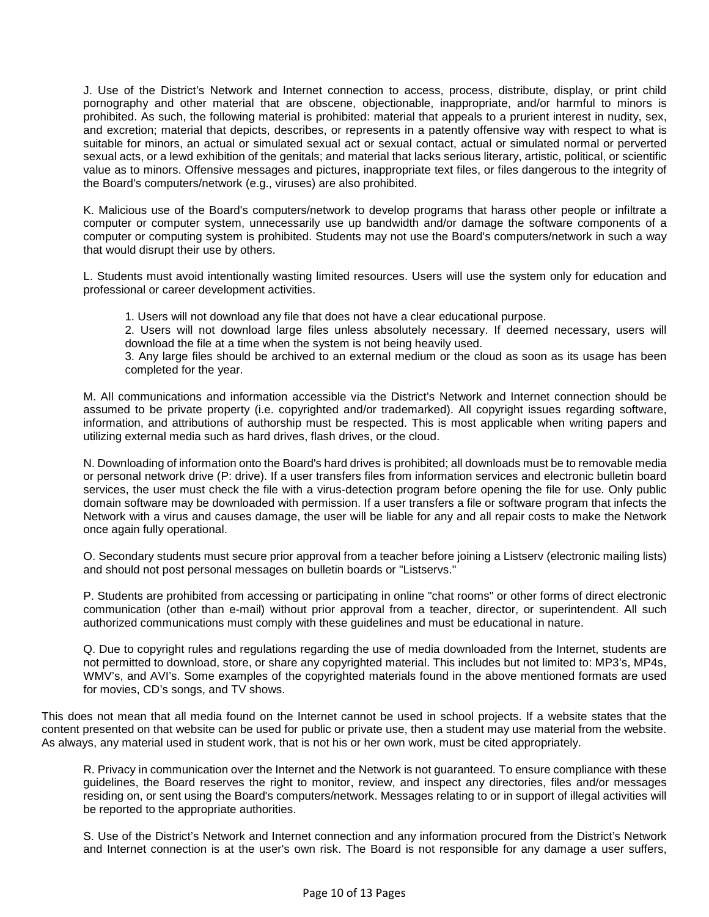J. Use of the District's Network and Internet connection to access, process, distribute, display, or print child pornography and other material that are obscene, objectionable, inappropriate, and/or harmful to minors is prohibited. As such, the following material is prohibited: material that appeals to a prurient interest in nudity, sex, and excretion; material that depicts, describes, or represents in a patently offensive way with respect to what is suitable for minors, an actual or simulated sexual act or sexual contact, actual or simulated normal or perverted sexual acts, or a lewd exhibition of the genitals; and material that lacks serious literary, artistic, political, or scientific value as to minors. Offensive messages and pictures, inappropriate text files, or files dangerous to the integrity of the Board's computers/network (e.g., viruses) are also prohibited.

K. Malicious use of the Board's computers/network to develop programs that harass other people or infiltrate a computer or computer system, unnecessarily use up bandwidth and/or damage the software components of a computer or computing system is prohibited. Students may not use the Board's computers/network in such a way that would disrupt their use by others.

L. Students must avoid intentionally wasting limited resources. Users will use the system only for education and professional or career development activities.

1. Users will not download any file that does not have a clear educational purpose.
2. Users will not download large files unless absolutely necessary. If deemed necessary, users will download the file at a time when the system is not being heavily used.
3. Any large files should be archived to an external medium or the cloud as soon as its usage has been completed for the year.

M. All communications and information accessible via the District's Network and Internet connection should be assumed to be private property (i.e. copyrighted and/or trademarked). All copyright issues regarding software, information, and attributions of authorship must be respected. This is most applicable when writing papers and utilizing external media such as hard drives, flash drives, or the cloud.

N. Downloading of information onto the Board's hard drives is prohibited; all downloads must be to removable media or personal network drive (P: drive). If a user transfers files from information services and electronic bulletin board services, the user must check the file with a virus-detection program before opening the file for use. Only public domain software may be downloaded with permission. If a user transfers a file or software program that infects the Network with a virus and causes damage, the user will be liable for any and all repair costs to make the Network once again fully operational.

O. Secondary students must secure prior approval from a teacher before joining a Listserv (electronic mailing lists) and should not post personal messages on bulletin boards or "Listservs."

P. Students are prohibited from accessing or participating in online "chat rooms" or other forms of direct electronic communication (other than e-mail) without prior approval from a teacher, director, or superintendent. All such authorized communications must comply with these guidelines and must be educational in nature.

Q. Due to copyright rules and regulations regarding the use of media downloaded from the Internet, students are not permitted to download, store, or share any copyrighted material. This includes but not limited to: MP3's, MP4s, WMV's, and AVI's. Some examples of the copyrighted materials found in the above mentioned formats are used for movies, CD's songs, and TV shows.

This does not mean that all media found on the Internet cannot be used in school projects. If a website states that the content presented on that website can be used for public or private use, then a student may use material from the website. As always, any material used in student work, that is not his or her own work, must be cited appropriately.

R. Privacy in communication over the Internet and the Network is not guaranteed. To ensure compliance with these guidelines, the Board reserves the right to monitor, review, and inspect any directories, files and/or messages residing on, or sent using the Board's computers/network. Messages relating to or in support of illegal activities will be reported to the appropriate authorities.

S. Use of the District's Network and Internet connection and any information procured from the District's Network and Internet connection is at the user's own risk. The Board is not responsible for any damage a user suffers,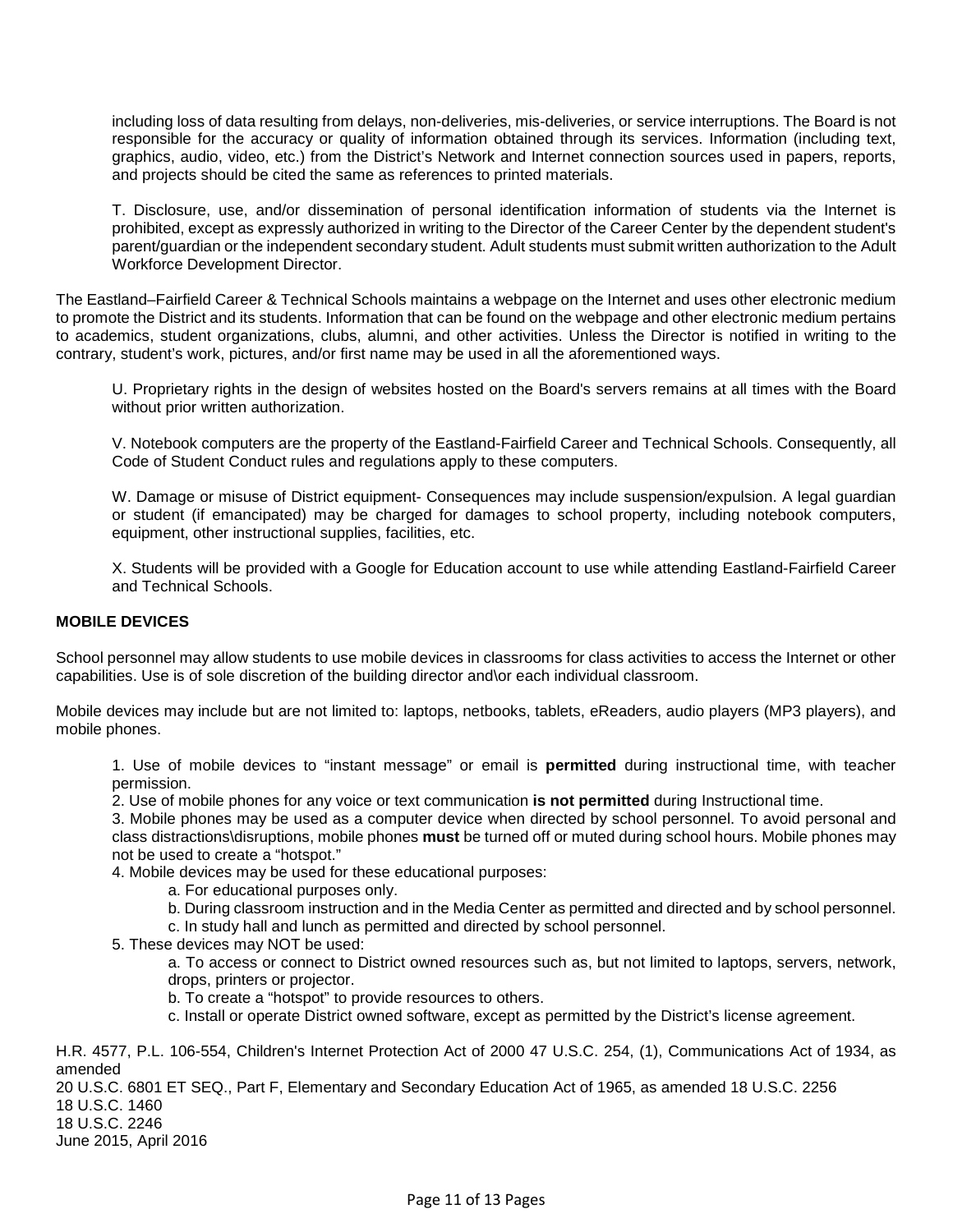including loss of data resulting from delays, non-deliveries, mis-deliveries, or service interruptions. The Board is not responsible for the accuracy or quality of information obtained through its services. Information (including text, graphics, audio, video, etc.) from the District's Network and Internet connection sources used in papers, reports, and projects should be cited the same as references to printed materials.

T. Disclosure, use, and/or dissemination of personal identification information of students via the Internet is prohibited, except as expressly authorized in writing to the Director of the Career Center by the dependent student's parent/guardian or the independent secondary student. Adult students must submit written authorization to the Adult Workforce Development Director.

The Eastland–Fairfield Career & Technical Schools maintains a webpage on the Internet and uses other electronic medium to promote the District and its students. Information that can be found on the webpage and other electronic medium pertains to academics, student organizations, clubs, alumni, and other activities. Unless the Director is notified in writing to the contrary, student's work, pictures, and/or first name may be used in all the aforementioned ways.

U. Proprietary rights in the design of websites hosted on the Board's servers remains at all times with the Board without prior written authorization.

V. Notebook computers are the property of the Eastland-Fairfield Career and Technical Schools. Consequently, all Code of Student Conduct rules and regulations apply to these computers.

W. Damage or misuse of District equipment- Consequences may include suspension/expulsion. A legal guardian or student (if emancipated) may be charged for damages to school property, including notebook computers, equipment, other instructional supplies, facilities, etc.

X. Students will be provided with a Google for Education account to use while attending Eastland-Fairfield Career and Technical Schools.

**MOBILE DEVICES**

School personnel may allow students to use mobile devices in classrooms for class activities to access the Internet or other capabilities. Use is of sole discretion of the building director and\or each individual classroom.

Mobile devices may include but are not limited to: laptops, netbooks, tablets, eReaders, audio players (MP3 players), and mobile phones.

1. Use of mobile devices to "instant message" or email is **permitted** during instructional time, with teacher permission.
2. Use of mobile phones for any voice or text communication **is not permitted** during Instructional time.
3. Mobile phones may be used as a computer device when directed by school personnel. To avoid personal and class distractions\disruptions, mobile phones **must** be turned off or muted during school hours. Mobile phones may not be used to create a "hotspot."
4. Mobile devices may be used for these educational purposes:
    a. For educational purposes only.
    b. During classroom instruction and in the Media Center as permitted and directed and by school personnel.
    c. In study hall and lunch as permitted and directed by school personnel.
5. These devices may NOT be used:
    a. To access or connect to District owned resources such as, but not limited to laptops, servers, network, drops, printers or projector.
    b. To create a "hotspot" to provide resources to others.
    c. Install or operate District owned software, except as permitted by the District's license agreement.

H.R. 4577, P.L. 106-554, Children's Internet Protection Act of 2000 47 U.S.C. 254, (1), Communications Act of 1934, as amended
20 U.S.C. 6801 ET SEQ., Part F, Elementary and Secondary Education Act of 1965, as amended 18 U.S.C. 2256
18 U.S.C. 1460
18 U.S.C. 2246
June 2015, April 2016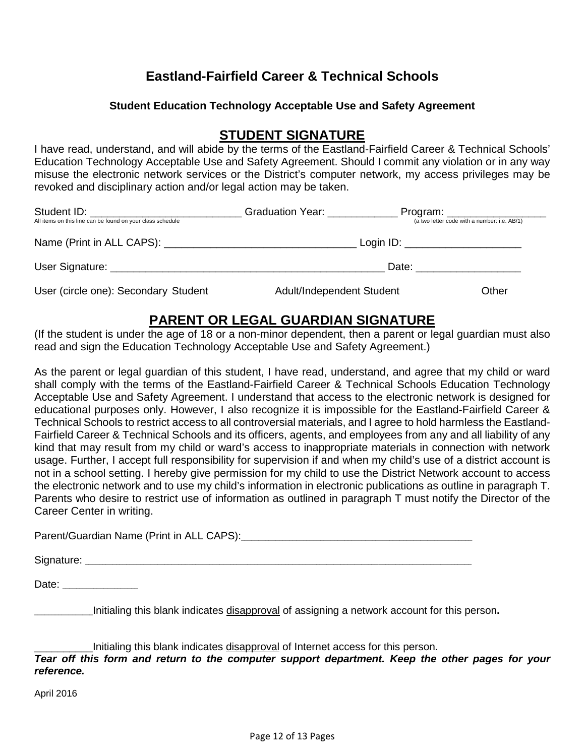# Eastland-Fairfield Career & Technical Schools

### Student Education Technology Acceptable Use and Safety Agreement

## STUDENT SIGNATURE

I have read, understand, and will abide by the terms of the Eastland-Fairfield Career & Technical Schools' Education Technology Acceptable Use and Safety Agreement. Should I commit any violation or in any way misuse the electronic network services or the District's computer network, my access privileges may be revoked and disciplinary action and/or legal action may be taken.

Student ID: ___________________________ Graduation Year: ____________ Program: _________________
All items on this line can be found on your class schedule (a two letter code with a number: i.e. AB/1)

Name (Print in ALL CAPS): __________________________________ Login ID: ____________________

User Signature: _________________________________________________ Date: __________________

User (circle one): Secondary Student Adult/Independent Student Other

## PARENT OR LEGAL GUARDIAN SIGNATURE

(If the student is under the age of 18 or a non-minor dependent, then a parent or legal guardian must also read and sign the Education Technology Acceptable Use and Safety Agreement.)

As the parent or legal guardian of this student, I have read, understand, and agree that my child or ward shall comply with the terms of the Eastland-Fairfield Career & Technical Schools Education Technology Acceptable Use and Safety Agreement. I understand that access to the electronic network is designed for educational purposes only. However, I also recognize it is impossible for the Eastland-Fairfield Career & Technical Schools to restrict access to all controversial materials, and I agree to hold harmless the Eastland-Fairfield Career & Technical Schools and its officers, agents, and employees from any and all liability of any kind that may result from my child or ward's access to inappropriate materials in connection with network usage. Further, I accept full responsibility for supervision if and when my child's use of a district account is not in a school setting. I hereby give permission for my child to use the District Network account to access the electronic network and to use my child's information in electronic publications as outline in paragraph T. Parents who desire to restrict use of information as outlined in paragraph T must notify the Director of the Career Center in writing.

Parent/Guardian Name (Print in ALL CAPS):_________________________________________

Signature: ______________________________________________________________________

Date: _____________

__________Initialing this blank indicates disapproval of assigning a network account for this person**.**

__________Initialing this blank indicates disapproval of Internet access for this person.

***Tear off this form and return to the computer support department. Keep the other pages for your reference.***

April 2016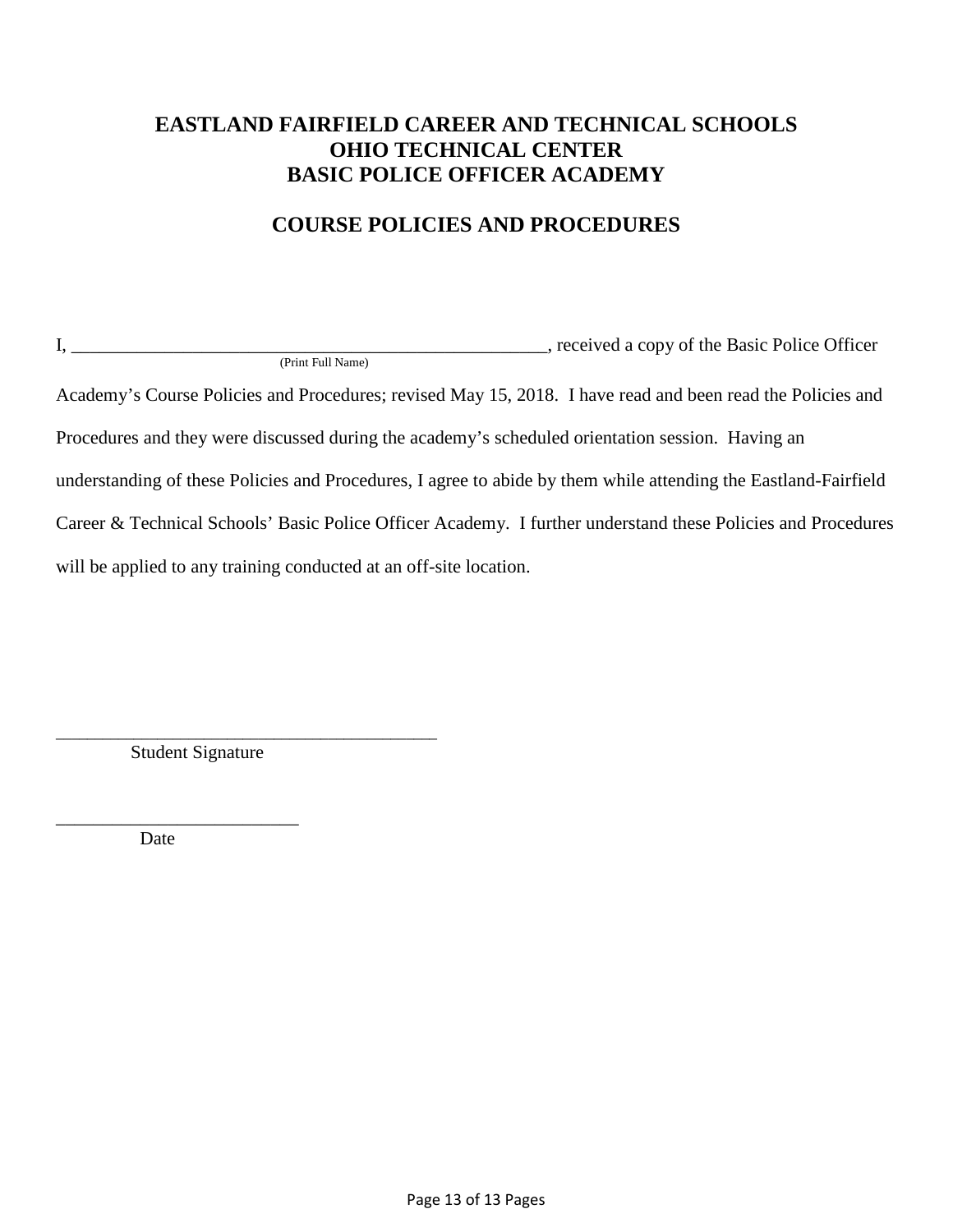# EASTLAND FAIRFIELD CAREER AND TECHNICAL SCHOOLS
# OHIO TECHNICAL CENTER
# BASIC POLICE OFFICER ACADEMY

## COURSE POLICIES AND PROCEDURES

I, _____________________________________________________, received a copy of the Basic Police Officer
(Print Full Name)

Academy's Course Policies and Procedures; revised May 15, 2018. I have read and been read the Policies and Procedures and they were discussed during the academy's scheduled orientation session. Having an understanding of these Policies and Procedures, I agree to abide by them while attending the Eastland-Fairfield Career & Technical Schools' Basic Police Officer Academy. I further understand these Policies and Procedures will be applied to any training conducted at an off-site location.

___________________________________________
Student Signature

___________________________
Date